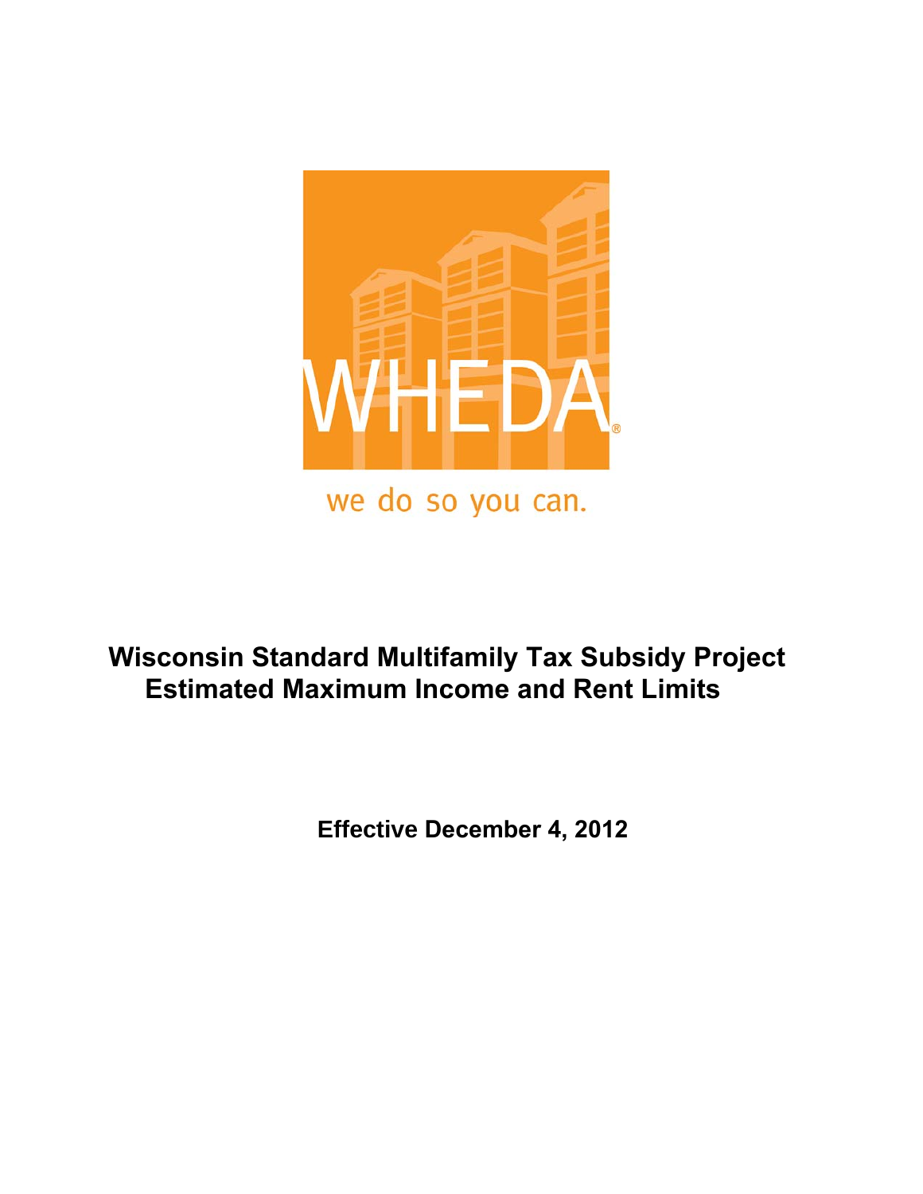WHEDA

we do so you can.

# Wisconsin Standard Multifamily Tax Subsidy Project Estimated Maximum Income and Rent Limits

**Effective December 4, 2012**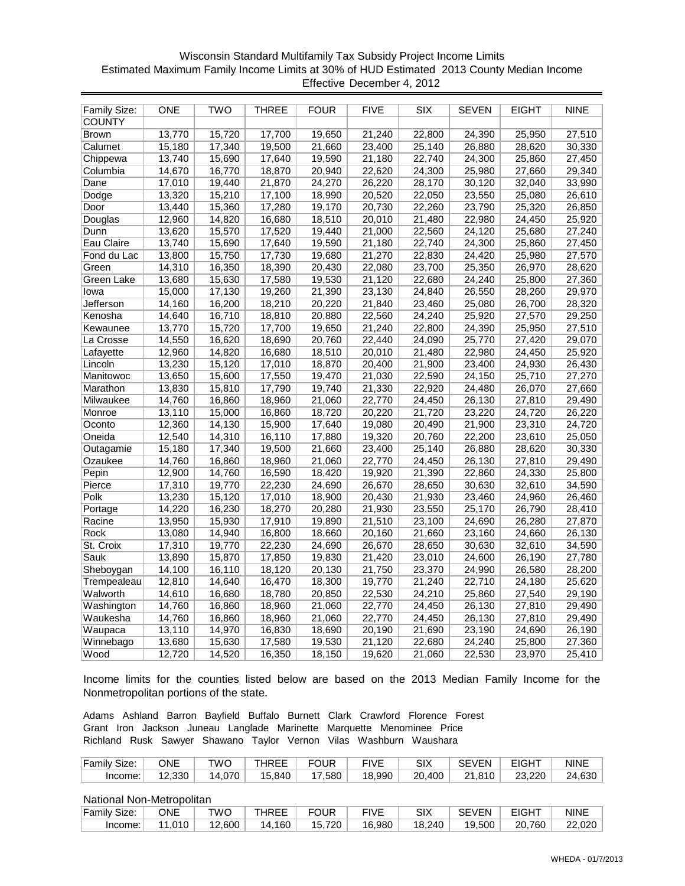Wisconsin Standard Multifamily Tax Subsidy Project Income Limits
Estimated Maximum Family Income Limits at 30% of HUD Estimated 2013 County Median Income
Effective December 4, 2012

| Family Size: | ONE | TWO | THREE | FOUR | FIVE | SIX | SEVEN | EIGHT | NINE |
|---|---|---|---|---|---|---|---|---|---|
| COUNTY | | | | | | | | | |
| Brown | 13,770 | 15,720 | 17,700 | 19,650 | 21,240 | 22,800 | 24,390 | 25,950 | 27,510 |
| Calumet | 15,180 | 17,340 | 19,500 | 21,660 | 23,400 | 25,140 | 26,880 | 28,620 | 30,330 |
| Chippewa | 13,740 | 15,690 | 17,640 | 19,590 | 21,180 | 22,740 | 24,300 | 25,860 | 27,450 |
| Columbia | 14,670 | 16,770 | 18,870 | 20,940 | 22,620 | 24,300 | 25,980 | 27,660 | 29,340 |
| Dane | 17,010 | 19,440 | 21,870 | 24,270 | 26,220 | 28,170 | 30,120 | 32,040 | 33,990 |
| Dodge | 13,320 | 15,210 | 17,100 | 18,990 | 20,520 | 22,050 | 23,550 | 25,080 | 26,610 |
| Door | 13,440 | 15,360 | 17,280 | 19,170 | 20,730 | 22,260 | 23,790 | 25,320 | 26,850 |
| Douglas | 12,960 | 14,820 | 16,680 | 18,510 | 20,010 | 21,480 | 22,980 | 24,450 | 25,920 |
| Dunn | 13,620 | 15,570 | 17,520 | 19,440 | 21,000 | 22,560 | 24,120 | 25,680 | 27,240 |
| Eau Claire | 13,740 | 15,690 | 17,640 | 19,590 | 21,180 | 22,740 | 24,300 | 25,860 | 27,450 |
| Fond du Lac | 13,800 | 15,750 | 17,730 | 19,680 | 21,270 | 22,830 | 24,420 | 25,980 | 27,570 |
| Green | 14,310 | 16,350 | 18,390 | 20,430 | 22,080 | 23,700 | 25,350 | 26,970 | 28,620 |
| Green Lake | 13,680 | 15,630 | 17,580 | 19,530 | 21,120 | 22,680 | 24,240 | 25,800 | 27,360 |
| Iowa | 15,000 | 17,130 | 19,260 | 21,390 | 23,130 | 24,840 | 26,550 | 28,260 | 29,970 |
| Jefferson | 14,160 | 16,200 | 18,210 | 20,220 | 21,840 | 23,460 | 25,080 | 26,700 | 28,320 |
| Kenosha | 14,640 | 16,710 | 18,810 | 20,880 | 22,560 | 24,240 | 25,920 | 27,570 | 29,250 |
| Kewaunee | 13,770 | 15,720 | 17,700 | 19,650 | 21,240 | 22,800 | 24,390 | 25,950 | 27,510 |
| La Crosse | 14,550 | 16,620 | 18,690 | 20,760 | 22,440 | 24,090 | 25,770 | 27,420 | 29,070 |
| Lafayette | 12,960 | 14,820 | 16,680 | 18,510 | 20,010 | 21,480 | 22,980 | 24,450 | 25,920 |
| Lincoln | 13,230 | 15,120 | 17,010 | 18,870 | 20,400 | 21,900 | 23,400 | 24,930 | 26,430 |
| Manitowoc | 13,650 | 15,600 | 17,550 | 19,470 | 21,030 | 22,590 | 24,150 | 25,710 | 27,270 |
| Marathon | 13,830 | 15,810 | 17,790 | 19,740 | 21,330 | 22,920 | 24,480 | 26,070 | 27,660 |
| Milwaukee | 14,760 | 16,860 | 18,960 | 21,060 | 22,770 | 24,450 | 26,130 | 27,810 | 29,490 |
| Monroe | 13,110 | 15,000 | 16,860 | 18,720 | 20,220 | 21,720 | 23,220 | 24,720 | 26,220 |
| Oconto | 12,360 | 14,130 | 15,900 | 17,640 | 19,080 | 20,490 | 21,900 | 23,310 | 24,720 |
| Oneida | 12,540 | 14,310 | 16,110 | 17,880 | 19,320 | 20,760 | 22,200 | 23,610 | 25,050 |
| Outagamie | 15,180 | 17,340 | 19,500 | 21,660 | 23,400 | 25,140 | 26,880 | 28,620 | 30,330 |
| Ozaukee | 14,760 | 16,860 | 18,960 | 21,060 | 22,770 | 24,450 | 26,130 | 27,810 | 29,490 |
| Pepin | 12,900 | 14,760 | 16,590 | 18,420 | 19,920 | 21,390 | 22,860 | 24,330 | 25,800 |
| Pierce | 17,310 | 19,770 | 22,230 | 24,690 | 26,670 | 28,650 | 30,630 | 32,610 | 34,590 |
| Polk | 13,230 | 15,120 | 17,010 | 18,900 | 20,430 | 21,930 | 23,460 | 24,960 | 26,460 |
| Portage | 14,220 | 16,230 | 18,270 | 20,280 | 21,930 | 23,550 | 25,170 | 26,790 | 28,410 |
| Racine | 13,950 | 15,930 | 17,910 | 19,890 | 21,510 | 23,100 | 24,690 | 26,280 | 27,870 |
| Rock | 13,080 | 14,940 | 16,800 | 18,660 | 20,160 | 21,660 | 23,160 | 24,660 | 26,130 |
| St. Croix | 17,310 | 19,770 | 22,230 | 24,690 | 26,670 | 28,650 | 30,630 | 32,610 | 34,590 |
| Sauk | 13,890 | 15,870 | 17,850 | 19,830 | 21,420 | 23,010 | 24,600 | 26,190 | 27,780 |
| Sheboygan | 14,100 | 16,110 | 18,120 | 20,130 | 21,750 | 23,370 | 24,990 | 26,580 | 28,200 |
| Trempealeau | 12,810 | 14,640 | 16,470 | 18,300 | 19,770 | 21,240 | 22,710 | 24,180 | 25,620 |
| Walworth | 14,610 | 16,680 | 18,780 | 20,850 | 22,530 | 24,210 | 25,860 | 27,540 | 29,190 |
| Washington | 14,760 | 16,860 | 18,960 | 21,060 | 22,770 | 24,450 | 26,130 | 27,810 | 29,490 |
| Waukesha | 14,760 | 16,860 | 18,960 | 21,060 | 22,770 | 24,450 | 26,130 | 27,810 | 29,490 |
| Waupaca | 13,110 | 14,970 | 16,830 | 18,690 | 20,190 | 21,690 | 23,190 | 24,690 | 26,190 |
| Winnebago | 13,680 | 15,630 | 17,580 | 19,530 | 21,120 | 22,680 | 24,240 | 25,800 | 27,360 |
| Wood | 12,720 | 14,520 | 16,350 | 18,150 | 19,620 | 21,060 | 22,530 | 23,970 | 25,410 |

Income limits for the counties listed below are based on the 2013 Median Family Income for the Nonmetropolitan portions of the state.

Adams Ashland Barron Bayfield Buffalo Burnett Clark Crawford Florence Forest
Grant Iron Jackson Juneau Langlade Marinette Marquette Menominee Price
Richland Rusk Sawyer Shawano Taylor Vernon Vilas Washburn Waushara

| Family Size: | ONE | TWO | THREE | FOUR | FIVE | SIX | SEVEN | EIGHT | NINE |
|---|---|---|---|---|---|---|---|---|---|
| Income: | 12,330 | 14,070 | 15,840 | 17,580 | 18,990 | 20,400 | 21,810 | 23,220 | 24,630 |

National Non-Metropolitan

| Family Size: | ONE | TWO | THREE | FOUR | FIVE | SIX | SEVEN | EIGHT | NINE |
|---|---|---|---|---|---|---|---|---|---|
| Income: | 11,010 | 12,600 | 14,160 | 15,720 | 16,980 | 18,240 | 19,500 | 20,760 | 22,020 |

WHEDA - 01/7/2013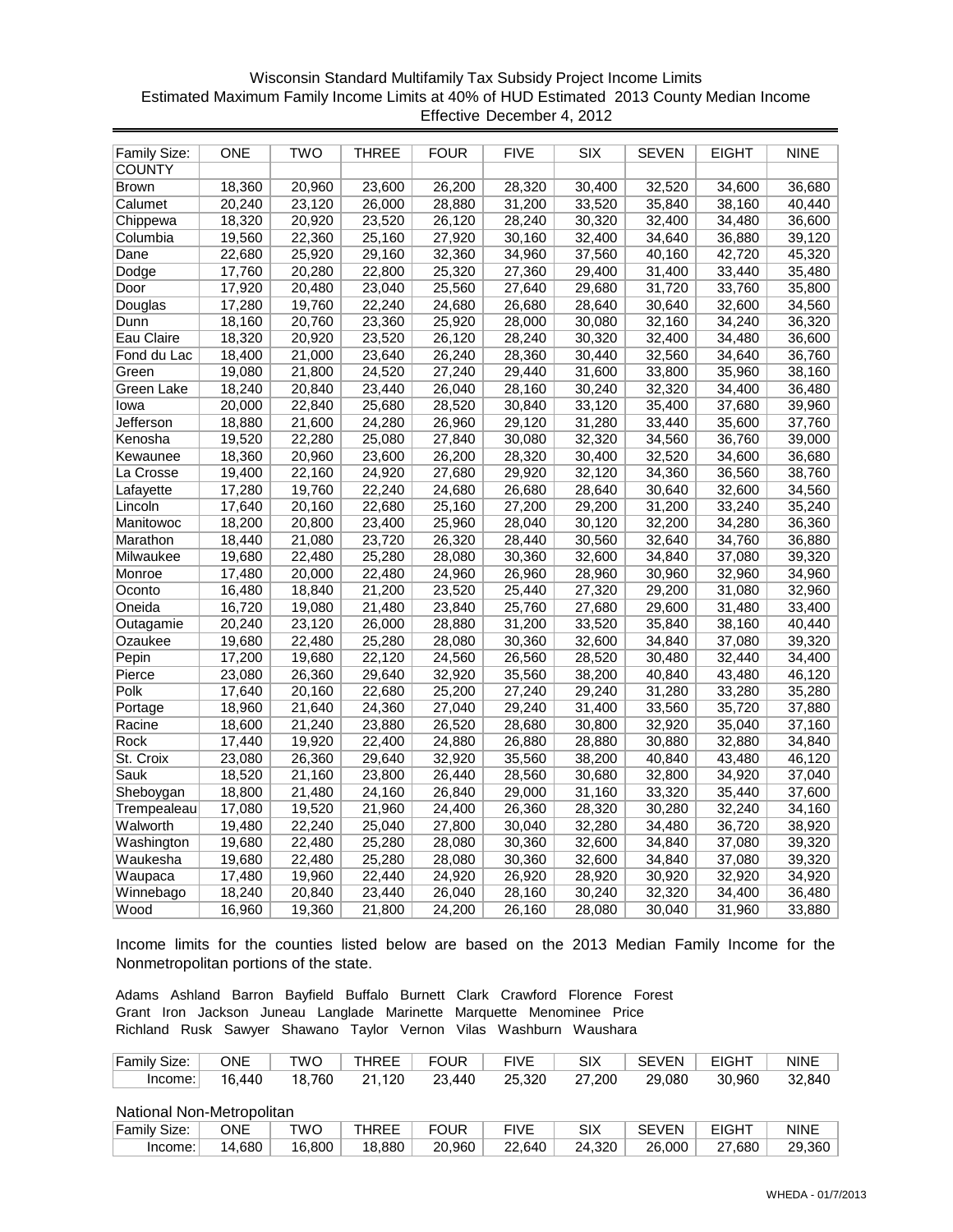Wisconsin Standard Multifamily Tax Subsidy Project Income Limits
Estimated Maximum Family Income Limits at 40% of HUD Estimated 2013 County Median Income
Effective December 4, 2012

| Family Size: | ONE | TWO | THREE | FOUR | FIVE | SIX | SEVEN | EIGHT | NINE |
|---|---|---|---|---|---|---|---|---|---|
| COUNTY | | | | | | | | | |
| Brown | 18,360 | 20,960 | 23,600 | 26,200 | 28,320 | 30,400 | 32,520 | 34,600 | 36,680 |
| Calumet | 20,240 | 23,120 | 26,000 | 28,880 | 31,200 | 33,520 | 35,840 | 38,160 | 40,440 |
| Chippewa | 18,320 | 20,920 | 23,520 | 26,120 | 28,240 | 30,320 | 32,400 | 34,480 | 36,600 |
| Columbia | 19,560 | 22,360 | 25,160 | 27,920 | 30,160 | 32,400 | 34,640 | 36,880 | 39,120 |
| Dane | 22,680 | 25,920 | 29,160 | 32,360 | 34,960 | 37,560 | 40,160 | 42,720 | 45,320 |
| Dodge | 17,760 | 20,280 | 22,800 | 25,320 | 27,360 | 29,400 | 31,400 | 33,440 | 35,480 |
| Door | 17,920 | 20,480 | 23,040 | 25,560 | 27,640 | 29,680 | 31,720 | 33,760 | 35,800 |
| Douglas | 17,280 | 19,760 | 22,240 | 24,680 | 26,680 | 28,640 | 30,640 | 32,600 | 34,560 |
| Dunn | 18,160 | 20,760 | 23,360 | 25,920 | 28,000 | 30,080 | 32,160 | 34,240 | 36,320 |
| Eau Claire | 18,320 | 20,920 | 23,520 | 26,120 | 28,240 | 30,320 | 32,400 | 34,480 | 36,600 |
| Fond du Lac | 18,400 | 21,000 | 23,640 | 26,240 | 28,360 | 30,440 | 32,560 | 34,640 | 36,760 |
| Green | 19,080 | 21,800 | 24,520 | 27,240 | 29,440 | 31,600 | 33,800 | 35,960 | 38,160 |
| Green Lake | 18,240 | 20,840 | 23,440 | 26,040 | 28,160 | 30,240 | 32,320 | 34,400 | 36,480 |
| Iowa | 20,000 | 22,840 | 25,680 | 28,520 | 30,840 | 33,120 | 35,400 | 37,680 | 39,960 |
| Jefferson | 18,880 | 21,600 | 24,280 | 26,960 | 29,120 | 31,280 | 33,440 | 35,600 | 37,760 |
| Kenosha | 19,520 | 22,280 | 25,080 | 27,840 | 30,080 | 32,320 | 34,560 | 36,760 | 39,000 |
| Kewaunee | 18,360 | 20,960 | 23,600 | 26,200 | 28,320 | 30,400 | 32,520 | 34,600 | 36,680 |
| La Crosse | 19,400 | 22,160 | 24,920 | 27,680 | 29,920 | 32,120 | 34,360 | 36,560 | 38,760 |
| Lafayette | 17,280 | 19,760 | 22,240 | 24,680 | 26,680 | 28,640 | 30,640 | 32,600 | 34,560 |
| Lincoln | 17,640 | 20,160 | 22,680 | 25,160 | 27,200 | 29,200 | 31,200 | 33,240 | 35,240 |
| Manitowoc | 18,200 | 20,800 | 23,400 | 25,960 | 28,040 | 30,120 | 32,200 | 34,280 | 36,360 |
| Marathon | 18,440 | 21,080 | 23,720 | 26,320 | 28,440 | 30,560 | 32,640 | 34,760 | 36,880 |
| Milwaukee | 19,680 | 22,480 | 25,280 | 28,080 | 30,360 | 32,600 | 34,840 | 37,080 | 39,320 |
| Monroe | 17,480 | 20,000 | 22,480 | 24,960 | 26,960 | 28,960 | 30,960 | 32,960 | 34,960 |
| Oconto | 16,480 | 18,840 | 21,200 | 23,520 | 25,440 | 27,320 | 29,200 | 31,080 | 32,960 |
| Oneida | 16,720 | 19,080 | 21,480 | 23,840 | 25,760 | 27,680 | 29,600 | 31,480 | 33,400 |
| Outagamie | 20,240 | 23,120 | 26,000 | 28,880 | 31,200 | 33,520 | 35,840 | 38,160 | 40,440 |
| Ozaukee | 19,680 | 22,480 | 25,280 | 28,080 | 30,360 | 32,600 | 34,840 | 37,080 | 39,320 |
| Pepin | 17,200 | 19,680 | 22,120 | 24,560 | 26,560 | 28,520 | 30,480 | 32,440 | 34,400 |
| Pierce | 23,080 | 26,360 | 29,640 | 32,920 | 35,560 | 38,200 | 40,840 | 43,480 | 46,120 |
| Polk | 17,640 | 20,160 | 22,680 | 25,200 | 27,240 | 29,240 | 31,280 | 33,280 | 35,280 |
| Portage | 18,960 | 21,640 | 24,360 | 27,040 | 29,240 | 31,400 | 33,560 | 35,720 | 37,880 |
| Racine | 18,600 | 21,240 | 23,880 | 26,520 | 28,680 | 30,800 | 32,920 | 35,040 | 37,160 |
| Rock | 17,440 | 19,920 | 22,400 | 24,880 | 26,880 | 28,880 | 30,880 | 32,880 | 34,840 |
| St. Croix | 23,080 | 26,360 | 29,640 | 32,920 | 35,560 | 38,200 | 40,840 | 43,480 | 46,120 |
| Sauk | 18,520 | 21,160 | 23,800 | 26,440 | 28,560 | 30,680 | 32,800 | 34,920 | 37,040 |
| Sheboygan | 18,800 | 21,480 | 24,160 | 26,840 | 29,000 | 31,160 | 33,320 | 35,440 | 37,600 |
| Trempealeau | 17,080 | 19,520 | 21,960 | 24,400 | 26,360 | 28,320 | 30,280 | 32,240 | 34,160 |
| Walworth | 19,480 | 22,240 | 25,040 | 27,800 | 30,040 | 32,280 | 34,480 | 36,720 | 38,920 |
| Washington | 19,680 | 22,480 | 25,280 | 28,080 | 30,360 | 32,600 | 34,840 | 37,080 | 39,320 |
| Waukesha | 19,680 | 22,480 | 25,280 | 28,080 | 30,360 | 32,600 | 34,840 | 37,080 | 39,320 |
| Waupaca | 17,480 | 19,960 | 22,440 | 24,920 | 26,920 | 28,920 | 30,920 | 32,920 | 34,920 |
| Winnebago | 18,240 | 20,840 | 23,440 | 26,040 | 28,160 | 30,240 | 32,320 | 34,400 | 36,480 |
| Wood | 16,960 | 19,360 | 21,800 | 24,200 | 26,160 | 28,080 | 30,040 | 31,960 | 33,880 |

Income limits for the counties listed below are based on the 2013 Median Family Income for the Nonmetropolitan portions of the state.

Adams Ashland Barron Bayfield Buffalo Burnett Clark Crawford Florence Forest
Grant Iron Jackson Juneau Langlade Marinette Marquette Menominee Price
Richland Rusk Sawyer Shawano Taylor Vernon Vilas Washburn Waushara

| Family Size: | ONE | TWO | THREE | FOUR | FIVE | SIX | SEVEN | EIGHT | NINE |
|---|---|---|---|---|---|---|---|---|---|
| Income: | 16,440 | 18,760 | 21,120 | 23,440 | 25,320 | 27,200 | 29,080 | 30,960 | 32,840 |

National Non-Metropolitan

| Family Size: | ONE | TWO | THREE | FOUR | FIVE | SIX | SEVEN | EIGHT | NINE |
|---|---|---|---|---|---|---|---|---|---|
| Income: | 14,680 | 16,800 | 18,880 | 20,960 | 22,640 | 24,320 | 26,000 | 27,680 | 29,360 |

WHEDA - 01/7/2013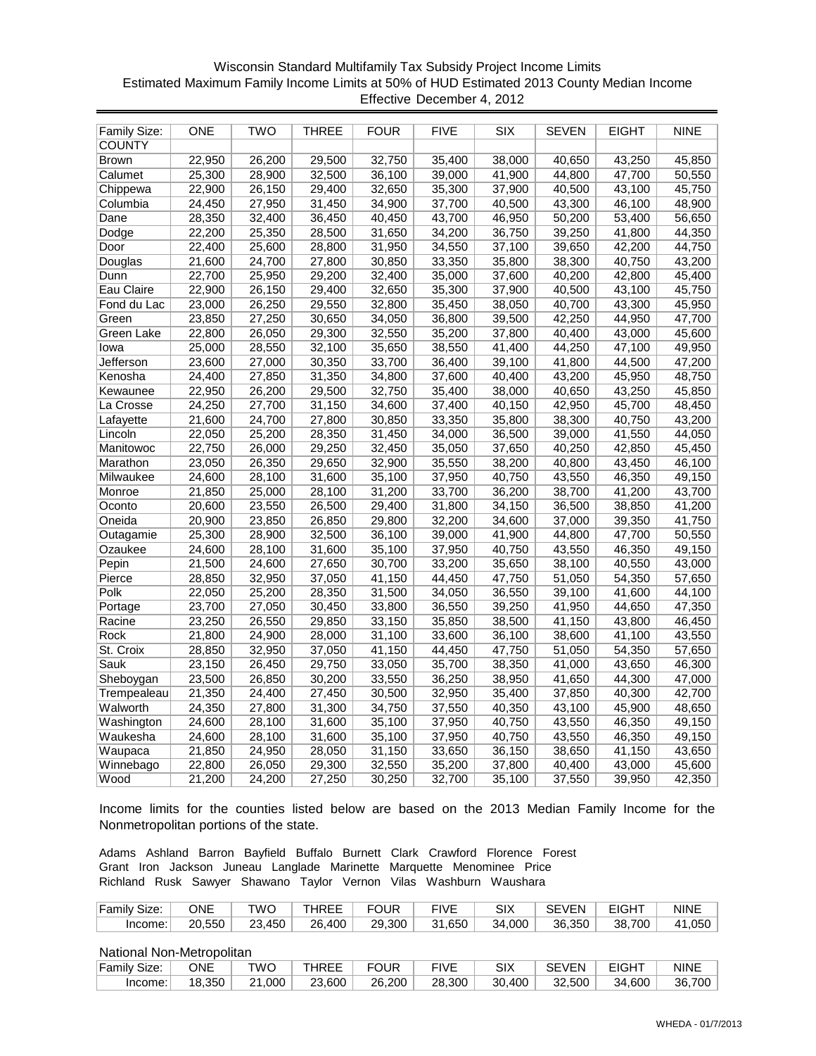Wisconsin Standard Multifamily Tax Subsidy Project Income Limits
Estimated Maximum Family Income Limits at 50% of HUD Estimated 2013 County Median Income
Effective December 4, 2012

| Family Size: | ONE | TWO | THREE | FOUR | FIVE | SIX | SEVEN | EIGHT | NINE |
|---|---|---|---|---|---|---|---|---|---|
| COUNTY | | | | | | | | | |
| Brown | 22,950 | 26,200 | 29,500 | 32,750 | 35,400 | 38,000 | 40,650 | 43,250 | 45,850 |
| Calumet | 25,300 | 28,900 | 32,500 | 36,100 | 39,000 | 41,900 | 44,800 | 47,700 | 50,550 |
| Chippewa | 22,900 | 26,150 | 29,400 | 32,650 | 35,300 | 37,900 | 40,500 | 43,100 | 45,750 |
| Columbia | 24,450 | 27,950 | 31,450 | 34,900 | 37,700 | 40,500 | 43,300 | 46,100 | 48,900 |
| Dane | 28,350 | 32,400 | 36,450 | 40,450 | 43,700 | 46,950 | 50,200 | 53,400 | 56,650 |
| Dodge | 22,200 | 25,350 | 28,500 | 31,650 | 34,200 | 36,750 | 39,250 | 41,800 | 44,350 |
| Door | 22,400 | 25,600 | 28,800 | 31,950 | 34,550 | 37,100 | 39,650 | 42,200 | 44,750 |
| Douglas | 21,600 | 24,700 | 27,800 | 30,850 | 33,350 | 35,800 | 38,300 | 40,750 | 43,200 |
| Dunn | 22,700 | 25,950 | 29,200 | 32,400 | 35,000 | 37,600 | 40,200 | 42,800 | 45,400 |
| Eau Claire | 22,900 | 26,150 | 29,400 | 32,650 | 35,300 | 37,900 | 40,500 | 43,100 | 45,750 |
| Fond du Lac | 23,000 | 26,250 | 29,550 | 32,800 | 35,450 | 38,050 | 40,700 | 43,300 | 45,950 |
| Green | 23,850 | 27,250 | 30,650 | 34,050 | 36,800 | 39,500 | 42,250 | 44,950 | 47,700 |
| Green Lake | 22,800 | 26,050 | 29,300 | 32,550 | 35,200 | 37,800 | 40,400 | 43,000 | 45,600 |
| Iowa | 25,000 | 28,550 | 32,100 | 35,650 | 38,550 | 41,400 | 44,250 | 47,100 | 49,950 |
| Jefferson | 23,600 | 27,000 | 30,350 | 33,700 | 36,400 | 39,100 | 41,800 | 44,500 | 47,200 |
| Kenosha | 24,400 | 27,850 | 31,350 | 34,800 | 37,600 | 40,400 | 43,200 | 45,950 | 48,750 |
| Kewaunee | 22,950 | 26,200 | 29,500 | 32,750 | 35,400 | 38,000 | 40,650 | 43,250 | 45,850 |
| La Crosse | 24,250 | 27,700 | 31,150 | 34,600 | 37,400 | 40,150 | 42,950 | 45,700 | 48,450 |
| Lafayette | 21,600 | 24,700 | 27,800 | 30,850 | 33,350 | 35,800 | 38,300 | 40,750 | 43,200 |
| Lincoln | 22,050 | 25,200 | 28,350 | 31,450 | 34,000 | 36,500 | 39,000 | 41,550 | 44,050 |
| Manitowoc | 22,750 | 26,000 | 29,250 | 32,450 | 35,050 | 37,650 | 40,250 | 42,850 | 45,450 |
| Marathon | 23,050 | 26,350 | 29,650 | 32,900 | 35,550 | 38,200 | 40,800 | 43,450 | 46,100 |
| Milwaukee | 24,600 | 28,100 | 31,600 | 35,100 | 37,950 | 40,750 | 43,550 | 46,350 | 49,150 |
| Monroe | 21,850 | 25,000 | 28,100 | 31,200 | 33,700 | 36,200 | 38,700 | 41,200 | 43,700 |
| Oconto | 20,600 | 23,550 | 26,500 | 29,400 | 31,800 | 34,150 | 36,500 | 38,850 | 41,200 |
| Oneida | 20,900 | 23,850 | 26,850 | 29,800 | 32,200 | 34,600 | 37,000 | 39,350 | 41,750 |
| Outagamie | 25,300 | 28,900 | 32,500 | 36,100 | 39,000 | 41,900 | 44,800 | 47,700 | 50,550 |
| Ozaukee | 24,600 | 28,100 | 31,600 | 35,100 | 37,950 | 40,750 | 43,550 | 46,350 | 49,150 |
| Pepin | 21,500 | 24,600 | 27,650 | 30,700 | 33,200 | 35,650 | 38,100 | 40,550 | 43,000 |
| Pierce | 28,850 | 32,950 | 37,050 | 41,150 | 44,450 | 47,750 | 51,050 | 54,350 | 57,650 |
| Polk | 22,050 | 25,200 | 28,350 | 31,500 | 34,050 | 36,550 | 39,100 | 41,600 | 44,100 |
| Portage | 23,700 | 27,050 | 30,450 | 33,800 | 36,550 | 39,250 | 41,950 | 44,650 | 47,350 |
| Racine | 23,250 | 26,550 | 29,850 | 33,150 | 35,850 | 38,500 | 41,150 | 43,800 | 46,450 |
| Rock | 21,800 | 24,900 | 28,000 | 31,100 | 33,600 | 36,100 | 38,600 | 41,100 | 43,550 |
| St. Croix | 28,850 | 32,950 | 37,050 | 41,150 | 44,450 | 47,750 | 51,050 | 54,350 | 57,650 |
| Sauk | 23,150 | 26,450 | 29,750 | 33,050 | 35,700 | 38,350 | 41,000 | 43,650 | 46,300 |
| Sheboygan | 23,500 | 26,850 | 30,200 | 33,550 | 36,250 | 38,950 | 41,650 | 44,300 | 47,000 |
| Trempealeau | 21,350 | 24,400 | 27,450 | 30,500 | 32,950 | 35,400 | 37,850 | 40,300 | 42,700 |
| Walworth | 24,350 | 27,800 | 31,300 | 34,750 | 37,550 | 40,350 | 43,100 | 45,900 | 48,650 |
| Washington | 24,600 | 28,100 | 31,600 | 35,100 | 37,950 | 40,750 | 43,550 | 46,350 | 49,150 |
| Waukesha | 24,600 | 28,100 | 31,600 | 35,100 | 37,950 | 40,750 | 43,550 | 46,350 | 49,150 |
| Waupaca | 21,850 | 24,950 | 28,050 | 31,150 | 33,650 | 36,150 | 38,650 | 41,150 | 43,650 |
| Winnebago | 22,800 | 26,050 | 29,300 | 32,550 | 35,200 | 37,800 | 40,400 | 43,000 | 45,600 |
| Wood | 21,200 | 24,200 | 27,250 | 30,250 | 32,700 | 35,100 | 37,550 | 39,950 | 42,350 |

Income limits for the counties listed below are based on the 2013 Median Family Income for the Nonmetropolitan portions of the state.

Adams Ashland Barron Bayfield Buffalo Burnett Clark Crawford Florence Forest
Grant Iron Jackson Juneau Langlade Marinette Marquette Menominee Price
Richland Rusk Sawyer Shawano Taylor Vernon Vilas Washburn Waushara

| Family Size: | ONE | TWO | THREE | FOUR | FIVE | SIX | SEVEN | EIGHT | NINE |
|---|---|---|---|---|---|---|---|---|---|
| Income: | 20,550 | 23,450 | 26,400 | 29,300 | 31,650 | 34,000 | 36,350 | 38,700 | 41,050 |

National Non-Metropolitan

| Family Size: | ONE | TWO | THREE | FOUR | FIVE | SIX | SEVEN | EIGHT | NINE |
|---|---|---|---|---|---|---|---|---|---|
| Income: | 18,350 | 21,000 | 23,600 | 26,200 | 28,300 | 30,400 | 32,500 | 34,600 | 36,700 |

WHEDA - 01/7/2013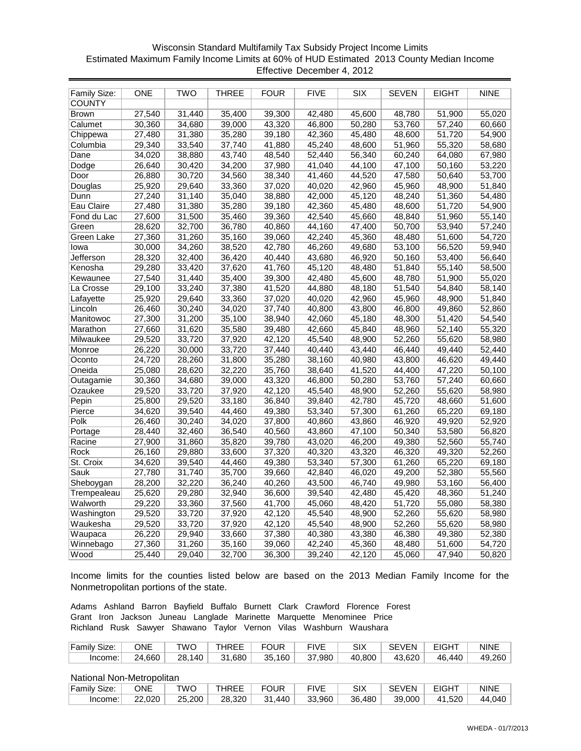Wisconsin Standard Multifamily Tax Subsidy Project Income Limits
Estimated Maximum Family Income Limits at 60% of HUD Estimated 2013 County Median Income
Effective December 4, 2012

| Family Size: | ONE | TWO | THREE | FOUR | FIVE | SIX | SEVEN | EIGHT | NINE |
|---|---|---|---|---|---|---|---|---|---|
| COUNTY | | | | | | | | | |
| Brown | 27,540 | 31,440 | 35,400 | 39,300 | 42,480 | 45,600 | 48,780 | 51,900 | 55,020 |
| Calumet | 30,360 | 34,680 | 39,000 | 43,320 | 46,800 | 50,280 | 53,760 | 57,240 | 60,660 |
| Chippewa | 27,480 | 31,380 | 35,280 | 39,180 | 42,360 | 45,480 | 48,600 | 51,720 | 54,900 |
| Columbia | 29,340 | 33,540 | 37,740 | 41,880 | 45,240 | 48,600 | 51,960 | 55,320 | 58,680 |
| Dane | 34,020 | 38,880 | 43,740 | 48,540 | 52,440 | 56,340 | 60,240 | 64,080 | 67,980 |
| Dodge | 26,640 | 30,420 | 34,200 | 37,980 | 41,040 | 44,100 | 47,100 | 50,160 | 53,220 |
| Door | 26,880 | 30,720 | 34,560 | 38,340 | 41,460 | 44,520 | 47,580 | 50,640 | 53,700 |
| Douglas | 25,920 | 29,640 | 33,360 | 37,020 | 40,020 | 42,960 | 45,960 | 48,900 | 51,840 |
| Dunn | 27,240 | 31,140 | 35,040 | 38,880 | 42,000 | 45,120 | 48,240 | 51,360 | 54,480 |
| Eau Claire | 27,480 | 31,380 | 35,280 | 39,180 | 42,360 | 45,480 | 48,600 | 51,720 | 54,900 |
| Fond du Lac | 27,600 | 31,500 | 35,460 | 39,360 | 42,540 | 45,660 | 48,840 | 51,960 | 55,140 |
| Green | 28,620 | 32,700 | 36,780 | 40,860 | 44,160 | 47,400 | 50,700 | 53,940 | 57,240 |
| Green Lake | 27,360 | 31,260 | 35,160 | 39,060 | 42,240 | 45,360 | 48,480 | 51,600 | 54,720 |
| Iowa | 30,000 | 34,260 | 38,520 | 42,780 | 46,260 | 49,680 | 53,100 | 56,520 | 59,940 |
| Jefferson | 28,320 | 32,400 | 36,420 | 40,440 | 43,680 | 46,920 | 50,160 | 53,400 | 56,640 |
| Kenosha | 29,280 | 33,420 | 37,620 | 41,760 | 45,120 | 48,480 | 51,840 | 55,140 | 58,500 |
| Kewaunee | 27,540 | 31,440 | 35,400 | 39,300 | 42,480 | 45,600 | 48,780 | 51,900 | 55,020 |
| La Crosse | 29,100 | 33,240 | 37,380 | 41,520 | 44,880 | 48,180 | 51,540 | 54,840 | 58,140 |
| Lafayette | 25,920 | 29,640 | 33,360 | 37,020 | 40,020 | 42,960 | 45,960 | 48,900 | 51,840 |
| Lincoln | 26,460 | 30,240 | 34,020 | 37,740 | 40,800 | 43,800 | 46,800 | 49,860 | 52,860 |
| Manitowoc | 27,300 | 31,200 | 35,100 | 38,940 | 42,060 | 45,180 | 48,300 | 51,420 | 54,540 |
| Marathon | 27,660 | 31,620 | 35,580 | 39,480 | 42,660 | 45,840 | 48,960 | 52,140 | 55,320 |
| Milwaukee | 29,520 | 33,720 | 37,920 | 42,120 | 45,540 | 48,900 | 52,260 | 55,620 | 58,980 |
| Monroe | 26,220 | 30,000 | 33,720 | 37,440 | 40,440 | 43,440 | 46,440 | 49,440 | 52,440 |
| Oconto | 24,720 | 28,260 | 31,800 | 35,280 | 38,160 | 40,980 | 43,800 | 46,620 | 49,440 |
| Oneida | 25,080 | 28,620 | 32,220 | 35,760 | 38,640 | 41,520 | 44,400 | 47,220 | 50,100 |
| Outagamie | 30,360 | 34,680 | 39,000 | 43,320 | 46,800 | 50,280 | 53,760 | 57,240 | 60,660 |
| Ozaukee | 29,520 | 33,720 | 37,920 | 42,120 | 45,540 | 48,900 | 52,260 | 55,620 | 58,980 |
| Pepin | 25,800 | 29,520 | 33,180 | 36,840 | 39,840 | 42,780 | 45,720 | 48,660 | 51,600 |
| Pierce | 34,620 | 39,540 | 44,460 | 49,380 | 53,340 | 57,300 | 61,260 | 65,220 | 69,180 |
| Polk | 26,460 | 30,240 | 34,020 | 37,800 | 40,860 | 43,860 | 46,920 | 49,920 | 52,920 |
| Portage | 28,440 | 32,460 | 36,540 | 40,560 | 43,860 | 47,100 | 50,340 | 53,580 | 56,820 |
| Racine | 27,900 | 31,860 | 35,820 | 39,780 | 43,020 | 46,200 | 49,380 | 52,560 | 55,740 |
| Rock | 26,160 | 29,880 | 33,600 | 37,320 | 40,320 | 43,320 | 46,320 | 49,320 | 52,260 |
| St. Croix | 34,620 | 39,540 | 44,460 | 49,380 | 53,340 | 57,300 | 61,260 | 65,220 | 69,180 |
| Sauk | 27,780 | 31,740 | 35,700 | 39,660 | 42,840 | 46,020 | 49,200 | 52,380 | 55,560 |
| Sheboygan | 28,200 | 32,220 | 36,240 | 40,260 | 43,500 | 46,740 | 49,980 | 53,160 | 56,400 |
| Trempealeau | 25,620 | 29,280 | 32,940 | 36,600 | 39,540 | 42,480 | 45,420 | 48,360 | 51,240 |
| Walworth | 29,220 | 33,360 | 37,560 | 41,700 | 45,060 | 48,420 | 51,720 | 55,080 | 58,380 |
| Washington | 29,520 | 33,720 | 37,920 | 42,120 | 45,540 | 48,900 | 52,260 | 55,620 | 58,980 |
| Waukesha | 29,520 | 33,720 | 37,920 | 42,120 | 45,540 | 48,900 | 52,260 | 55,620 | 58,980 |
| Waupaca | 26,220 | 29,940 | 33,660 | 37,380 | 40,380 | 43,380 | 46,380 | 49,380 | 52,380 |
| Winnebago | 27,360 | 31,260 | 35,160 | 39,060 | 42,240 | 45,360 | 48,480 | 51,600 | 54,720 |
| Wood | 25,440 | 29,040 | 32,700 | 36,300 | 39,240 | 42,120 | 45,060 | 47,940 | 50,820 |

Income limits for the counties listed below are based on the 2013 Median Family Income for the Nonmetropolitan portions of the state.

Adams Ashland Barron Bayfield Buffalo Burnett Clark Crawford Florence Forest
Grant Iron Jackson Juneau Langlade Marinette Marquette Menominee Price
Richland Rusk Sawyer Shawano Taylor Vernon Vilas Washburn Waushara

| Family Size: | ONE | TWO | THREE | FOUR | FIVE | SIX | SEVEN | EIGHT | NINE |
|---|---|---|---|---|---|---|---|---|---|
| Income: | 24,660 | 28,140 | 31,680 | 35,160 | 37,980 | 40,800 | 43,620 | 46,440 | 49,260 |

National Non-Metropolitan

| Family Size: | ONE | TWO | THREE | FOUR | FIVE | SIX | SEVEN | EIGHT | NINE |
|---|---|---|---|---|---|---|---|---|---|
| Income: | 22,020 | 25,200 | 28,320 | 31,440 | 33,960 | 36,480 | 39,000 | 41,520 | 44,040 |

WHEDA - 01/7/2013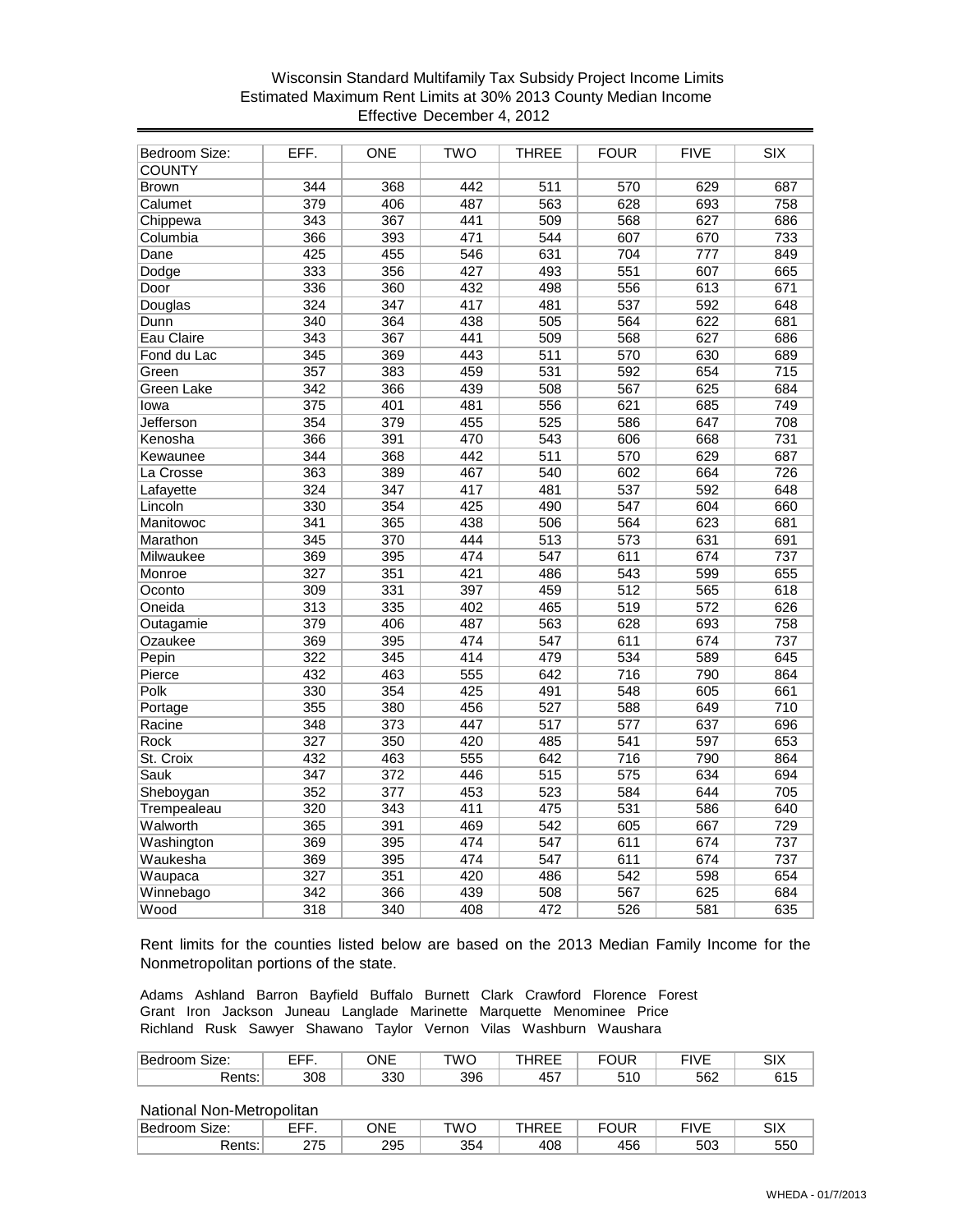Wisconsin Standard Multifamily Tax Subsidy Project Income Limits
Estimated Maximum Rent Limits at 30% 2013 County Median Income
Effective December 4, 2012

| Bedroom Size: | EFF. | ONE | TWO | THREE | FOUR | FIVE | SIX |
|---|---|---|---|---|---|---|---|
| COUNTY | | | | | | | |
| Brown | 344 | 368 | 442 | 511 | 570 | 629 | 687 |
| Calumet | 379 | 406 | 487 | 563 | 628 | 693 | 758 |
| Chippewa | 343 | 367 | 441 | 509 | 568 | 627 | 686 |
| Columbia | 366 | 393 | 471 | 544 | 607 | 670 | 733 |
| Dane | 425 | 455 | 546 | 631 | 704 | 777 | 849 |
| Dodge | 333 | 356 | 427 | 493 | 551 | 607 | 665 |
| Door | 336 | 360 | 432 | 498 | 556 | 613 | 671 |
| Douglas | 324 | 347 | 417 | 481 | 537 | 592 | 648 |
| Dunn | 340 | 364 | 438 | 505 | 564 | 622 | 681 |
| Eau Claire | 343 | 367 | 441 | 509 | 568 | 627 | 686 |
| Fond du Lac | 345 | 369 | 443 | 511 | 570 | 630 | 689 |
| Green | 357 | 383 | 459 | 531 | 592 | 654 | 715 |
| Green Lake | 342 | 366 | 439 | 508 | 567 | 625 | 684 |
| Iowa | 375 | 401 | 481 | 556 | 621 | 685 | 749 |
| Jefferson | 354 | 379 | 455 | 525 | 586 | 647 | 708 |
| Kenosha | 366 | 391 | 470 | 543 | 606 | 668 | 731 |
| Kewaunee | 344 | 368 | 442 | 511 | 570 | 629 | 687 |
| La Crosse | 363 | 389 | 467 | 540 | 602 | 664 | 726 |
| Lafayette | 324 | 347 | 417 | 481 | 537 | 592 | 648 |
| Lincoln | 330 | 354 | 425 | 490 | 547 | 604 | 660 |
| Manitowoc | 341 | 365 | 438 | 506 | 564 | 623 | 681 |
| Marathon | 345 | 370 | 444 | 513 | 573 | 631 | 691 |
| Milwaukee | 369 | 395 | 474 | 547 | 611 | 674 | 737 |
| Monroe | 327 | 351 | 421 | 486 | 543 | 599 | 655 |
| Oconto | 309 | 331 | 397 | 459 | 512 | 565 | 618 |
| Oneida | 313 | 335 | 402 | 465 | 519 | 572 | 626 |
| Outagamie | 379 | 406 | 487 | 563 | 628 | 693 | 758 |
| Ozaukee | 369 | 395 | 474 | 547 | 611 | 674 | 737 |
| Pepin | 322 | 345 | 414 | 479 | 534 | 589 | 645 |
| Pierce | 432 | 463 | 555 | 642 | 716 | 790 | 864 |
| Polk | 330 | 354 | 425 | 491 | 548 | 605 | 661 |
| Portage | 355 | 380 | 456 | 527 | 588 | 649 | 710 |
| Racine | 348 | 373 | 447 | 517 | 577 | 637 | 696 |
| Rock | 327 | 350 | 420 | 485 | 541 | 597 | 653 |
| St. Croix | 432 | 463 | 555 | 642 | 716 | 790 | 864 |
| Sauk | 347 | 372 | 446 | 515 | 575 | 634 | 694 |
| Sheboygan | 352 | 377 | 453 | 523 | 584 | 644 | 705 |
| Trempealeau | 320 | 343 | 411 | 475 | 531 | 586 | 640 |
| Walworth | 365 | 391 | 469 | 542 | 605 | 667 | 729 |
| Washington | 369 | 395 | 474 | 547 | 611 | 674 | 737 |
| Waukesha | 369 | 395 | 474 | 547 | 611 | 674 | 737 |
| Waupaca | 327 | 351 | 420 | 486 | 542 | 598 | 654 |
| Winnebago | 342 | 366 | 439 | 508 | 567 | 625 | 684 |
| Wood | 318 | 340 | 408 | 472 | 526 | 581 | 635 |

Rent limits for the counties listed below are based on the 2013 Median Family Income for the Nonmetropolitan portions of the state.

Adams Ashland Barron Bayfield Buffalo Burnett Clark Crawford Florence Forest
Grant Iron Jackson Juneau Langlade Marinette Marquette Menominee Price
Richland Rusk Sawyer Shawano Taylor Vernon Vilas Washburn Waushara

| Bedroom Size: | EFF. | ONE | TWO | THREE | FOUR | FIVE | SIX |
|---|---|---|---|---|---|---|---|
| Rents: | 308 | 330 | 396 | 457 | 510 | 562 | 615 |

National Non-Metropolitan

| Bedroom Size: | EFF. | ONE | TWO | THREE | FOUR | FIVE | SIX |
|---|---|---|---|---|---|---|---|
| Rents: | 275 | 295 | 354 | 408 | 456 | 503 | 550 |

WHEDA - 01/7/2013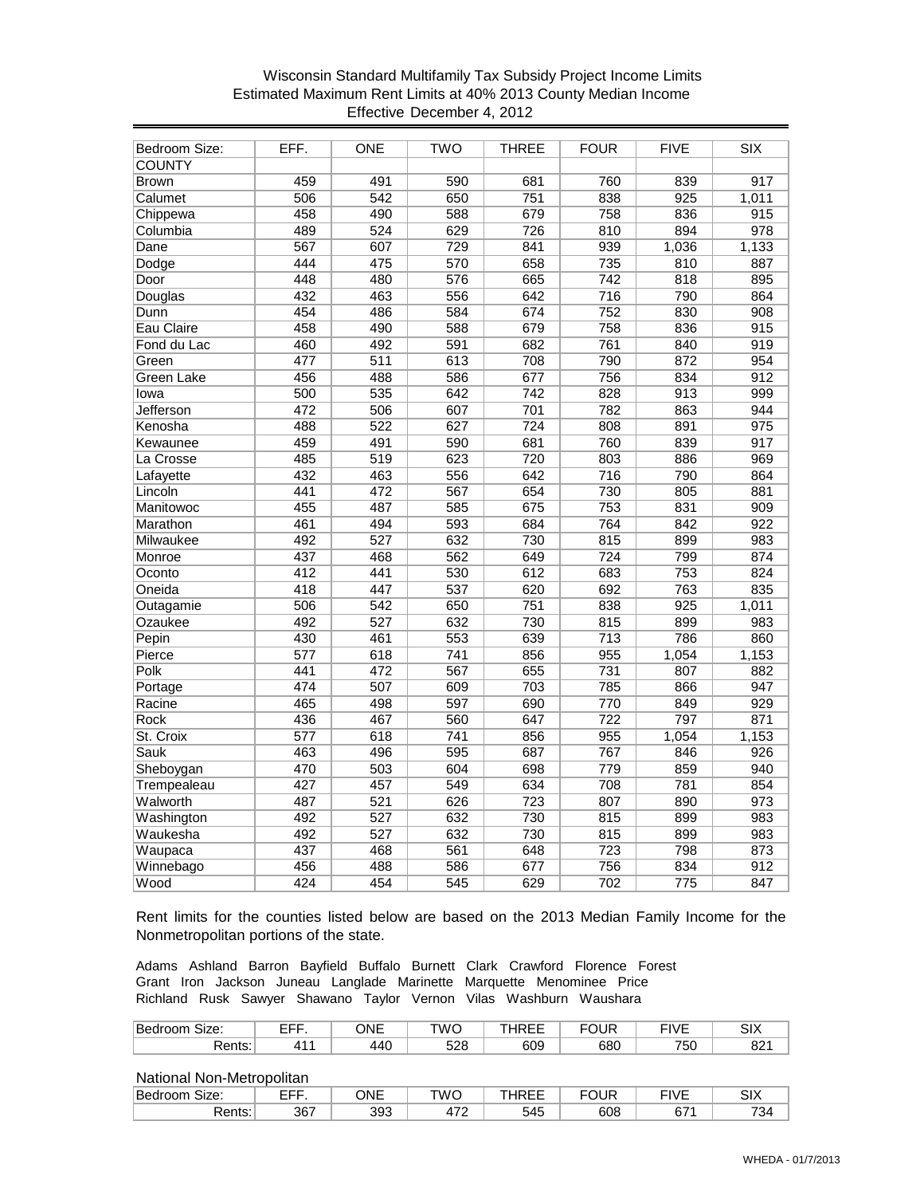# Wisconsin Standard Multifamily Tax Subsidy Project Income Limits
## Estimated Maximum Rent Limits at 40% 2013 County Median Income
### Effective December 4, 2012

| Bedroom Size: | EFF. | ONE | TWO | THREE | FOUR | FIVE | SIX |
|---|---|---|---|---|---|---|---|
| COUNTY | | | | | | | |
| Brown | 459 | 491 | 590 | 681 | 760 | 839 | 917 |
| Calumet | 506 | 542 | 650 | 751 | 838 | 925 | 1,011 |
| Chippewa | 458 | 490 | 588 | 679 | 758 | 836 | 915 |
| Columbia | 489 | 524 | 629 | 726 | 810 | 894 | 978 |
| Dane | 567 | 607 | 729 | 841 | 939 | 1,036 | 1,133 |
| Dodge | 444 | 475 | 570 | 658 | 735 | 810 | 887 |
| Door | 448 | 480 | 576 | 665 | 742 | 818 | 895 |
| Douglas | 432 | 463 | 556 | 642 | 716 | 790 | 864 |
| Dunn | 454 | 486 | 584 | 674 | 752 | 830 | 908 |
| Eau Claire | 458 | 490 | 588 | 679 | 758 | 836 | 915 |
| Fond du Lac | 460 | 492 | 591 | 682 | 761 | 840 | 919 |
| Green | 477 | 511 | 613 | 708 | 790 | 872 | 954 |
| Green Lake | 456 | 488 | 586 | 677 | 756 | 834 | 912 |
| Iowa | 500 | 535 | 642 | 742 | 828 | 913 | 999 |
| Jefferson | 472 | 506 | 607 | 701 | 782 | 863 | 944 |
| Kenosha | 488 | 522 | 627 | 724 | 808 | 891 | 975 |
| Kewaunee | 459 | 491 | 590 | 681 | 760 | 839 | 917 |
| La Crosse | 485 | 519 | 623 | 720 | 803 | 886 | 969 |
| Lafayette | 432 | 463 | 556 | 642 | 716 | 790 | 864 |
| Lincoln | 441 | 472 | 567 | 654 | 730 | 805 | 881 |
| Manitowoc | 455 | 487 | 585 | 675 | 753 | 831 | 909 |
| Marathon | 461 | 494 | 593 | 684 | 764 | 842 | 922 |
| Milwaukee | 492 | 527 | 632 | 730 | 815 | 899 | 983 |
| Monroe | 437 | 468 | 562 | 649 | 724 | 799 | 874 |
| Oconto | 412 | 441 | 530 | 612 | 683 | 753 | 824 |
| Oneida | 418 | 447 | 537 | 620 | 692 | 763 | 835 |
| Outagamie | 506 | 542 | 650 | 751 | 838 | 925 | 1,011 |
| Ozaukee | 492 | 527 | 632 | 730 | 815 | 899 | 983 |
| Pepin | 430 | 461 | 553 | 639 | 713 | 786 | 860 |
| Pierce | 577 | 618 | 741 | 856 | 955 | 1,054 | 1,153 |
| Polk | 441 | 472 | 567 | 655 | 731 | 807 | 882 |
| Portage | 474 | 507 | 609 | 703 | 785 | 866 | 947 |
| Racine | 465 | 498 | 597 | 690 | 770 | 849 | 929 |
| Rock | 436 | 467 | 560 | 647 | 722 | 797 | 871 |
| St. Croix | 577 | 618 | 741 | 856 | 955 | 1,054 | 1,153 |
| Sauk | 463 | 496 | 595 | 687 | 767 | 846 | 926 |
| Sheboygan | 470 | 503 | 604 | 698 | 779 | 859 | 940 |
| Trempealeau | 427 | 457 | 549 | 634 | 708 | 781 | 854 |
| Walworth | 487 | 521 | 626 | 723 | 807 | 890 | 973 |
| Washington | 492 | 527 | 632 | 730 | 815 | 899 | 983 |
| Waukesha | 492 | 527 | 632 | 730 | 815 | 899 | 983 |
| Waupaca | 437 | 468 | 561 | 648 | 723 | 798 | 873 |
| Winnebago | 456 | 488 | 586 | 677 | 756 | 834 | 912 |
| Wood | 424 | 454 | 545 | 629 | 702 | 775 | 847 |

Rent limits for the counties listed below are based on the 2013 Median Family Income for the Nonmetropolitan portions of the state.

Adams Ashland Barron Bayfield Buffalo Burnett Clark Crawford Florence Forest
Grant Iron Jackson Juneau Langlade Marinette Marquette Menominee Price
Richland Rusk Sawyer Shawano Taylor Vernon Vilas Washburn Waushara

| Bedroom Size: | EFF. | ONE | TWO | THREE | FOUR | FIVE | SIX |
|---|---|---|---|---|---|---|---|
| Rents: | 411 | 440 | 528 | 609 | 680 | 750 | 821 |

National Non-Metropolitan

| Bedroom Size: | EFF. | ONE | TWO | THREE | FOUR | FIVE | SIX |
|---|---|---|---|---|---|---|---|
| Rents: | 367 | 393 | 472 | 545 | 608 | 671 | 734 |

WHEDA - 01/7/2013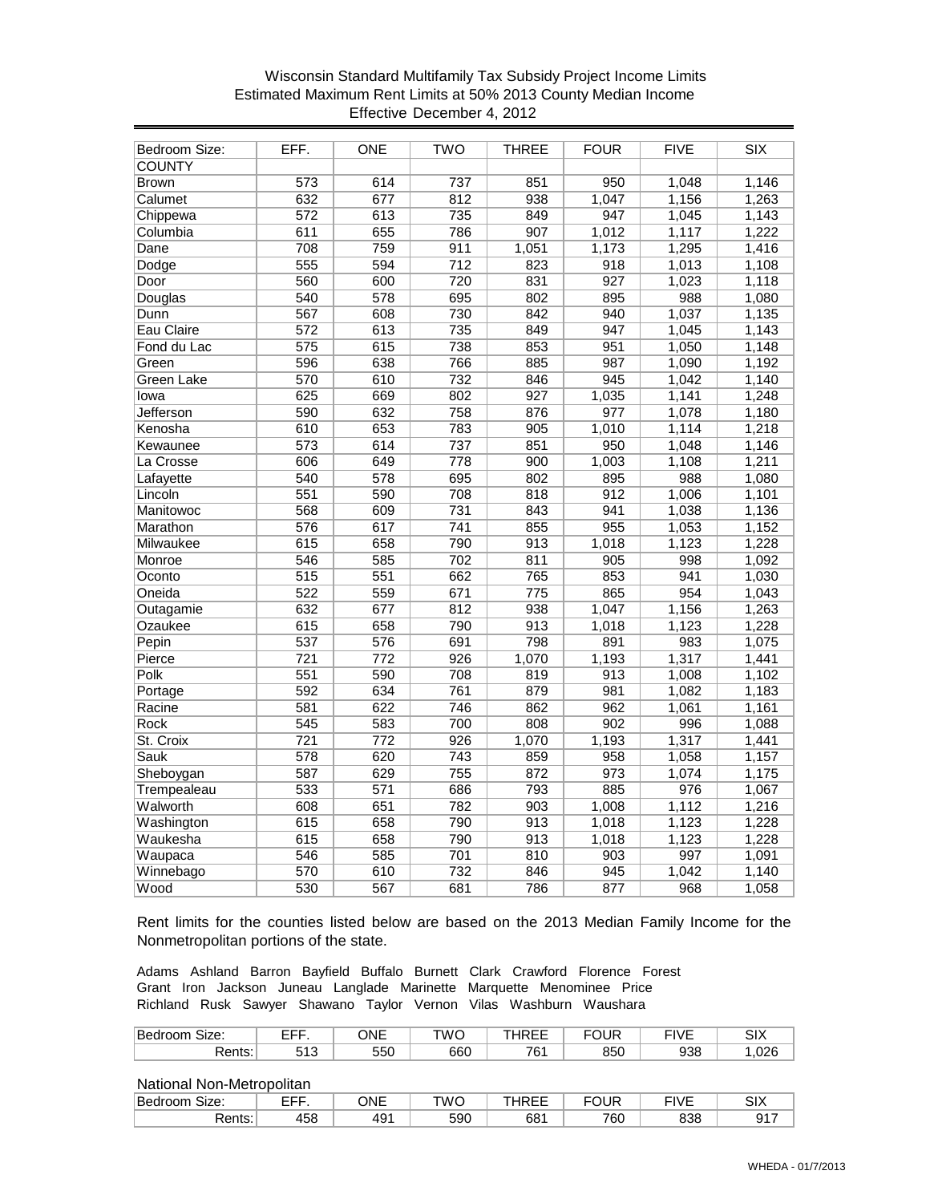Wisconsin Standard Multifamily Tax Subsidy Project Income Limits
Estimated Maximum Rent Limits at 50% 2013 County Median Income
Effective December 4, 2012

| Bedroom Size: | EFF. | ONE | TWO | THREE | FOUR | FIVE | SIX |
|---|---|---|---|---|---|---|---|
| COUNTY | | | | | | | |
| Brown | 573 | 614 | 737 | 851 | 950 | 1,048 | 1,146 |
| Calumet | 632 | 677 | 812 | 938 | 1,047 | 1,156 | 1,263 |
| Chippewa | 572 | 613 | 735 | 849 | 947 | 1,045 | 1,143 |
| Columbia | 611 | 655 | 786 | 907 | 1,012 | 1,117 | 1,222 |
| Dane | 708 | 759 | 911 | 1,051 | 1,173 | 1,295 | 1,416 |
| Dodge | 555 | 594 | 712 | 823 | 918 | 1,013 | 1,108 |
| Door | 560 | 600 | 720 | 831 | 927 | 1,023 | 1,118 |
| Douglas | 540 | 578 | 695 | 802 | 895 | 988 | 1,080 |
| Dunn | 567 | 608 | 730 | 842 | 940 | 1,037 | 1,135 |
| Eau Claire | 572 | 613 | 735 | 849 | 947 | 1,045 | 1,143 |
| Fond du Lac | 575 | 615 | 738 | 853 | 951 | 1,050 | 1,148 |
| Green | 596 | 638 | 766 | 885 | 987 | 1,090 | 1,192 |
| Green Lake | 570 | 610 | 732 | 846 | 945 | 1,042 | 1,140 |
| Iowa | 625 | 669 | 802 | 927 | 1,035 | 1,141 | 1,248 |
| Jefferson | 590 | 632 | 758 | 876 | 977 | 1,078 | 1,180 |
| Kenosha | 610 | 653 | 783 | 905 | 1,010 | 1,114 | 1,218 |
| Kewaunee | 573 | 614 | 737 | 851 | 950 | 1,048 | 1,146 |
| La Crosse | 606 | 649 | 778 | 900 | 1,003 | 1,108 | 1,211 |
| Lafayette | 540 | 578 | 695 | 802 | 895 | 988 | 1,080 |
| Lincoln | 551 | 590 | 708 | 818 | 912 | 1,006 | 1,101 |
| Manitowoc | 568 | 609 | 731 | 843 | 941 | 1,038 | 1,136 |
| Marathon | 576 | 617 | 741 | 855 | 955 | 1,053 | 1,152 |
| Milwaukee | 615 | 658 | 790 | 913 | 1,018 | 1,123 | 1,228 |
| Monroe | 546 | 585 | 702 | 811 | 905 | 998 | 1,092 |
| Oconto | 515 | 551 | 662 | 765 | 853 | 941 | 1,030 |
| Oneida | 522 | 559 | 671 | 775 | 865 | 954 | 1,043 |
| Outagamie | 632 | 677 | 812 | 938 | 1,047 | 1,156 | 1,263 |
| Ozaukee | 615 | 658 | 790 | 913 | 1,018 | 1,123 | 1,228 |
| Pepin | 537 | 576 | 691 | 798 | 891 | 983 | 1,075 |
| Pierce | 721 | 772 | 926 | 1,070 | 1,193 | 1,317 | 1,441 |
| Polk | 551 | 590 | 708 | 819 | 913 | 1,008 | 1,102 |
| Portage | 592 | 634 | 761 | 879 | 981 | 1,082 | 1,183 |
| Racine | 581 | 622 | 746 | 862 | 962 | 1,061 | 1,161 |
| Rock | 545 | 583 | 700 | 808 | 902 | 996 | 1,088 |
| St. Croix | 721 | 772 | 926 | 1,070 | 1,193 | 1,317 | 1,441 |
| Sauk | 578 | 620 | 743 | 859 | 958 | 1,058 | 1,157 |
| Sheboygan | 587 | 629 | 755 | 872 | 973 | 1,074 | 1,175 |
| Trempealeau | 533 | 571 | 686 | 793 | 885 | 976 | 1,067 |
| Walworth | 608 | 651 | 782 | 903 | 1,008 | 1,112 | 1,216 |
| Washington | 615 | 658 | 790 | 913 | 1,018 | 1,123 | 1,228 |
| Waukesha | 615 | 658 | 790 | 913 | 1,018 | 1,123 | 1,228 |
| Waupaca | 546 | 585 | 701 | 810 | 903 | 997 | 1,091 |
| Winnebago | 570 | 610 | 732 | 846 | 945 | 1,042 | 1,140 |
| Wood | 530 | 567 | 681 | 786 | 877 | 968 | 1,058 |

Rent limits for the counties listed below are based on the 2013 Median Family Income for the Nonmetropolitan portions of the state.

Adams Ashland Barron Bayfield Buffalo Burnett Clark Crawford Florence Forest Grant Iron Jackson Juneau Langlade Marinette Marquette Menominee Price Richland Rusk Sawyer Shawano Taylor Vernon Vilas Washburn Waushara

| Bedroom Size: | EFF. | ONE | TWO | THREE | FOUR | FIVE | SIX |
|---|---|---|---|---|---|---|---|
| Rents: | 513 | 550 | 660 | 761 | 850 | 938 | 1,026 |

National Non-Metropolitan

| Bedroom Size: | EFF. | ONE | TWO | THREE | FOUR | FIVE | SIX |
|---|---|---|---|---|---|---|---|
| Rents: | 458 | 491 | 590 | 681 | 760 | 838 | 917 |

WHEDA - 01/7/2013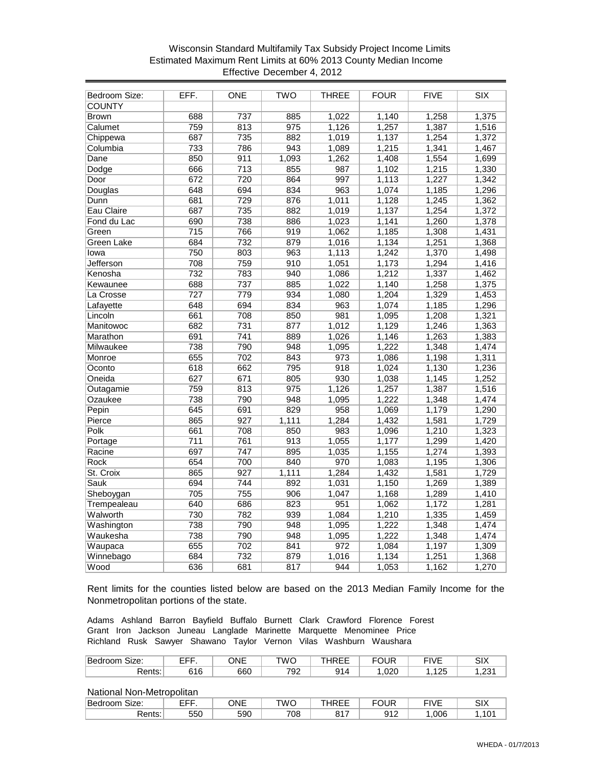Wisconsin Standard Multifamily Tax Subsidy Project Income Limits
Estimated Maximum Rent Limits at 60% 2013 County Median Income
Effective December 4, 2012

| Bedroom Size: | EFF. | ONE | TWO | THREE | FOUR | FIVE | SIX |
|---|---|---|---|---|---|---|---|
| COUNTY | | | | | | | |
| Brown | 688 | 737 | 885 | 1,022 | 1,140 | 1,258 | 1,375 |
| Calumet | 759 | 813 | 975 | 1,126 | 1,257 | 1,387 | 1,516 |
| Chippewa | 687 | 735 | 882 | 1,019 | 1,137 | 1,254 | 1,372 |
| Columbia | 733 | 786 | 943 | 1,089 | 1,215 | 1,341 | 1,467 |
| Dane | 850 | 911 | 1,093 | 1,262 | 1,408 | 1,554 | 1,699 |
| Dodge | 666 | 713 | 855 | 987 | 1,102 | 1,215 | 1,330 |
| Door | 672 | 720 | 864 | 997 | 1,113 | 1,227 | 1,342 |
| Douglas | 648 | 694 | 834 | 963 | 1,074 | 1,185 | 1,296 |
| Dunn | 681 | 729 | 876 | 1,011 | 1,128 | 1,245 | 1,362 |
| Eau Claire | 687 | 735 | 882 | 1,019 | 1,137 | 1,254 | 1,372 |
| Fond du Lac | 690 | 738 | 886 | 1,023 | 1,141 | 1,260 | 1,378 |
| Green | 715 | 766 | 919 | 1,062 | 1,185 | 1,308 | 1,431 |
| Green Lake | 684 | 732 | 879 | 1,016 | 1,134 | 1,251 | 1,368 |
| Iowa | 750 | 803 | 963 | 1,113 | 1,242 | 1,370 | 1,498 |
| Jefferson | 708 | 759 | 910 | 1,051 | 1,173 | 1,294 | 1,416 |
| Kenosha | 732 | 783 | 940 | 1,086 | 1,212 | 1,337 | 1,462 |
| Kewaunee | 688 | 737 | 885 | 1,022 | 1,140 | 1,258 | 1,375 |
| La Crosse | 727 | 779 | 934 | 1,080 | 1,204 | 1,329 | 1,453 |
| Lafayette | 648 | 694 | 834 | 963 | 1,074 | 1,185 | 1,296 |
| Lincoln | 661 | 708 | 850 | 981 | 1,095 | 1,208 | 1,321 |
| Manitowoc | 682 | 731 | 877 | 1,012 | 1,129 | 1,246 | 1,363 |
| Marathon | 691 | 741 | 889 | 1,026 | 1,146 | 1,263 | 1,383 |
| Milwaukee | 738 | 790 | 948 | 1,095 | 1,222 | 1,348 | 1,474 |
| Monroe | 655 | 702 | 843 | 973 | 1,086 | 1,198 | 1,311 |
| Oconto | 618 | 662 | 795 | 918 | 1,024 | 1,130 | 1,236 |
| Oneida | 627 | 671 | 805 | 930 | 1,038 | 1,145 | 1,252 |
| Outagamie | 759 | 813 | 975 | 1,126 | 1,257 | 1,387 | 1,516 |
| Ozaukee | 738 | 790 | 948 | 1,095 | 1,222 | 1,348 | 1,474 |
| Pepin | 645 | 691 | 829 | 958 | 1,069 | 1,179 | 1,290 |
| Pierce | 865 | 927 | 1,111 | 1,284 | 1,432 | 1,581 | 1,729 |
| Polk | 661 | 708 | 850 | 983 | 1,096 | 1,210 | 1,323 |
| Portage | 711 | 761 | 913 | 1,055 | 1,177 | 1,299 | 1,420 |
| Racine | 697 | 747 | 895 | 1,035 | 1,155 | 1,274 | 1,393 |
| Rock | 654 | 700 | 840 | 970 | 1,083 | 1,195 | 1,306 |
| St. Croix | 865 | 927 | 1,111 | 1,284 | 1,432 | 1,581 | 1,729 |
| Sauk | 694 | 744 | 892 | 1,031 | 1,150 | 1,269 | 1,389 |
| Sheboygan | 705 | 755 | 906 | 1,047 | 1,168 | 1,289 | 1,410 |
| Trempealeau | 640 | 686 | 823 | 951 | 1,062 | 1,172 | 1,281 |
| Walworth | 730 | 782 | 939 | 1,084 | 1,210 | 1,335 | 1,459 |
| Washington | 738 | 790 | 948 | 1,095 | 1,222 | 1,348 | 1,474 |
| Waukesha | 738 | 790 | 948 | 1,095 | 1,222 | 1,348 | 1,474 |
| Waupaca | 655 | 702 | 841 | 972 | 1,084 | 1,197 | 1,309 |
| Winnebago | 684 | 732 | 879 | 1,016 | 1,134 | 1,251 | 1,368 |
| Wood | 636 | 681 | 817 | 944 | 1,053 | 1,162 | 1,270 |

Rent limits for the counties listed below are based on the 2013 Median Family Income for the Nonmetropolitan portions of the state.

Adams Ashland Barron Bayfield Buffalo Burnett Clark Crawford Florence Forest Grant Iron Jackson Juneau Langlade Marinette Marquette Menominee Price Richland Rusk Sawyer Shawano Taylor Vernon Vilas Washburn Waushara

| Bedroom Size: | EFF. | ONE | TWO | THREE | FOUR | FIVE | SIX |
|---|---|---|---|---|---|---|---|
| Rents: | 616 | 660 | 792 | 914 | 1,020 | 1,125 | 1,231 |

National Non-Metropolitan

| Bedroom Size: | EFF. | ONE | TWO | THREE | FOUR | FIVE | SIX |
|---|---|---|---|---|---|---|---|
| Rents: | 550 | 590 | 708 | 817 | 912 | 1,006 | 1,101 |

WHEDA - 01/7/2013